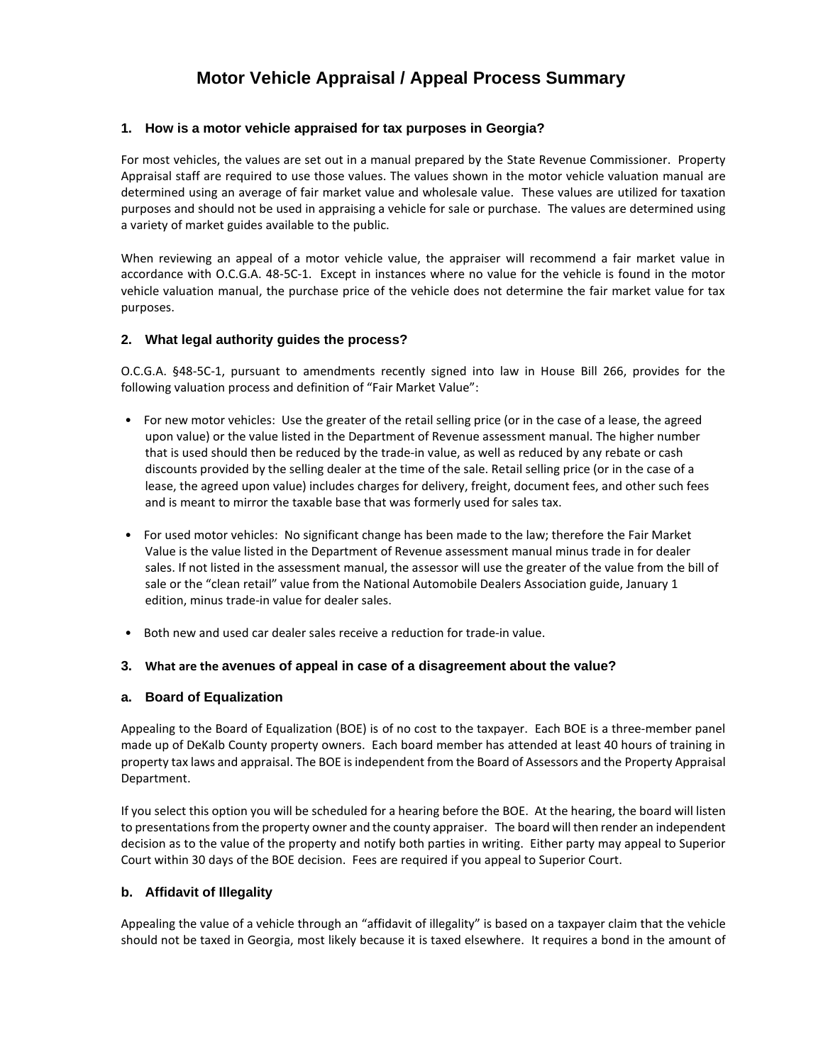# Motor Vehicle Appraisal / Appeal Process Summary

## 1. How is a motor vehicle appraised for tax purposes in Georgia?

For most vehicles, the values are set out in a manual prepared by the State Revenue Commissioner. Property Appraisal staff are required to use those values. The values shown in the motor vehicle valuation manual are determined using an average of fair market value and wholesale value. These values are utilized for taxation purposes and should not be used in appraising a vehicle for sale or purchase. The values are determined using a variety of market guides available to the public.

When reviewing an appeal of a motor vehicle value, the appraiser will recommend a fair market value in accordance with O.C.G.A. 48-5C-1. Except in instances where no value for the vehicle is found in the motor vehicle valuation manual, the purchase price of the vehicle does not determine the fair market value for tax purposes.

## 2. What legal authority guides the process?

O.C.G.A. §48-5C-1, pursuant to amendments recently signed into law in House Bill 266, provides for the following valuation process and definition of "Fair Market Value":

- For new motor vehicles: Use the greater of the retail selling price (or in the case of a lease, the agreed upon value) or the value listed in the Department of Revenue assessment manual. The higher number that is used should then be reduced by the trade-in value, as well as reduced by any rebate or cash discounts provided by the selling dealer at the time of the sale. Retail selling price (or in the case of a lease, the agreed upon value) includes charges for delivery, freight, document fees, and other such fees and is meant to mirror the taxable base that was formerly used for sales tax.

- For used motor vehicles: No significant change has been made to the law; therefore the Fair Market Value is the value listed in the Department of Revenue assessment manual minus trade in for dealer sales. If not listed in the assessment manual, the assessor will use the greater of the value from the bill of sale or the "clean retail" value from the National Automobile Dealers Association guide, January 1 edition, minus trade-in value for dealer sales.

- Both new and used car dealer sales receive a reduction for trade-in value.

## 3. What are the avenues of appeal in case of a disagreement about the value?

### a. Board of Equalization

Appealing to the Board of Equalization (BOE) is of no cost to the taxpayer. Each BOE is a three-member panel made up of DeKalb County property owners. Each board member has attended at least 40 hours of training in property tax laws and appraisal. The BOE is independent from the Board of Assessors and the Property Appraisal Department.

If you select this option you will be scheduled for a hearing before the BOE. At the hearing, the board will listen to presentations from the property owner and the county appraiser. The board will then render an independent decision as to the value of the property and notify both parties in writing. Either party may appeal to Superior Court within 30 days of the BOE decision. Fees are required if you appeal to Superior Court.

### b. Affidavit of Illegality

Appealing the value of a vehicle through an "affidavit of illegality" is based on a taxpayer claim that the vehicle should not be taxed in Georgia, most likely because it is taxed elsewhere. It requires a bond in the amount of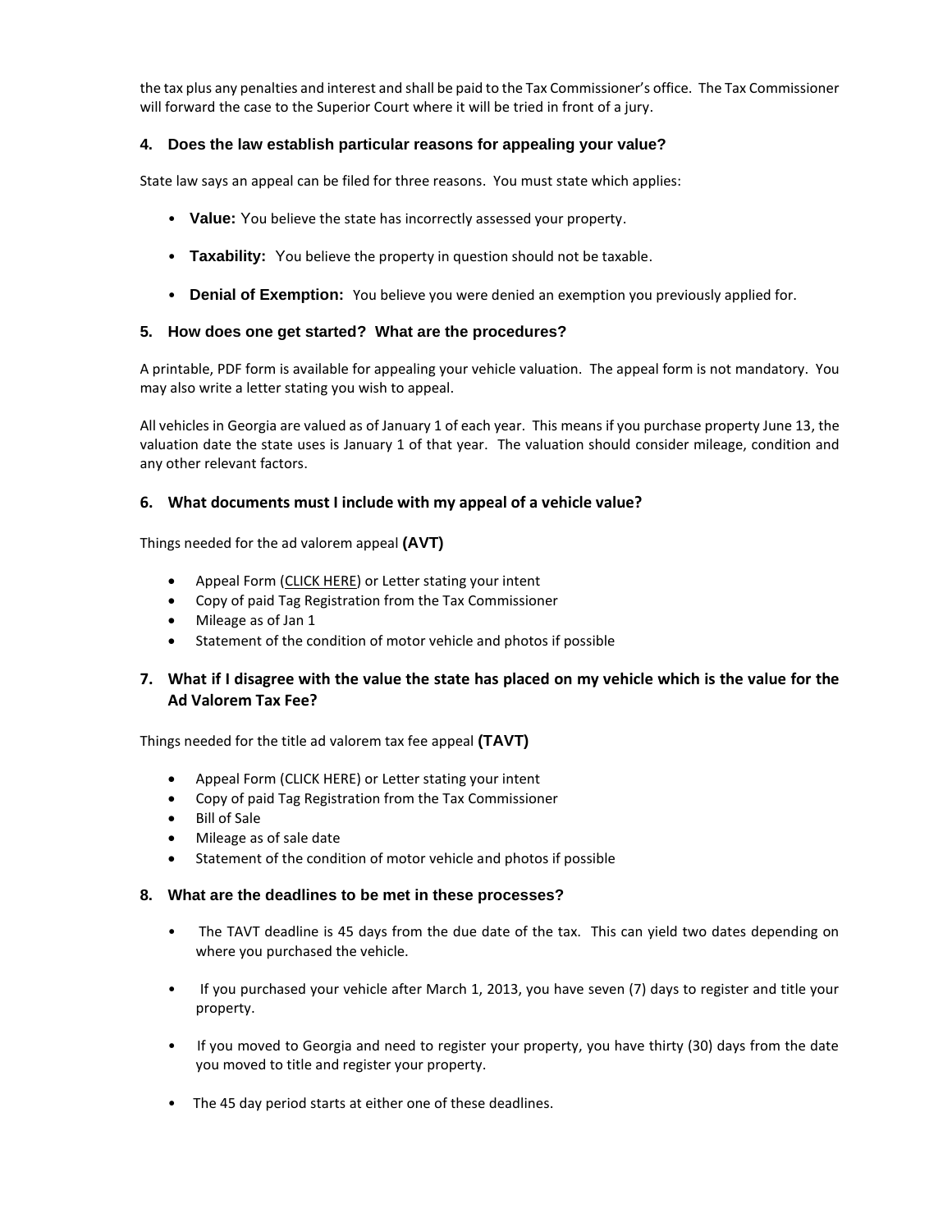the tax plus any penalties and interest and shall be paid to the Tax Commissioner's office. The Tax Commissioner will forward the case to the Superior Court where it will be tried in front of a jury.

### 4. Does the law establish particular reasons for appealing your value?

State law says an appeal can be filed for three reasons. You must state which applies:

- **Value:** You believe the state has incorrectly assessed your property.
- **Taxability:** You believe the property in question should not be taxable.
- **Denial of Exemption:** You believe you were denied an exemption you previously applied for.

### 5. How does one get started? What are the procedures?

A printable, PDF form is available for appealing your vehicle valuation. The appeal form is not mandatory. You may also write a letter stating you wish to appeal.

All vehicles in Georgia are valued as of January 1 of each year. This means if you purchase property June 13, the valuation date the state uses is January 1 of that year. The valuation should consider mileage, condition and any other relevant factors.

### 6. What documents must I include with my appeal of a vehicle value?

Things needed for the ad valorem appeal **(AVT)**

- Appeal Form (CLICK HERE) or Letter stating your intent
- Copy of paid Tag Registration from the Tax Commissioner
- Mileage as of Jan 1
- Statement of the condition of motor vehicle and photos if possible

### 7. What if I disagree with the value the state has placed on my vehicle which is the value for the Ad Valorem Tax Fee?

Things needed for the title ad valorem tax fee appeal **(TAVT)**

- Appeal Form (CLICK HERE) or Letter stating your intent
- Copy of paid Tag Registration from the Tax Commissioner
- Bill of Sale
- Mileage as of sale date
- Statement of the condition of motor vehicle and photos if possible

### 8. What are the deadlines to be met in these processes?

- The TAVT deadline is 45 days from the due date of the tax. This can yield two dates depending on where you purchased the vehicle.
- If you purchased your vehicle after March 1, 2013, you have seven (7) days to register and title your property.
- If you moved to Georgia and need to register your property, you have thirty (30) days from the date you moved to title and register your property.
- The 45 day period starts at either one of these deadlines.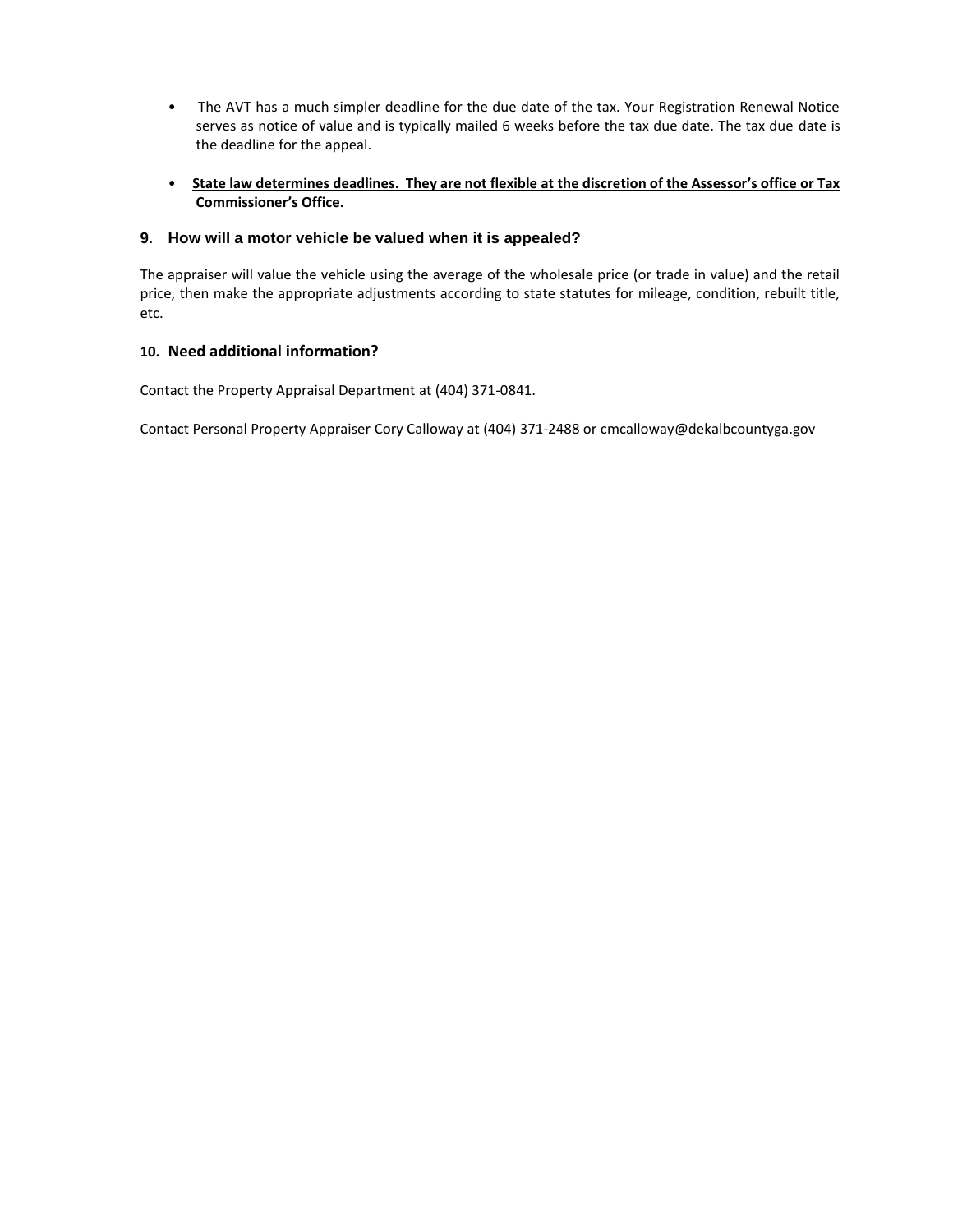- The AVT has a much simpler deadline for the due date of the tax. Your Registration Renewal Notice serves as notice of value and is typically mailed 6 weeks before the tax due date. The tax due date is the deadline for the appeal.

- **State law determines deadlines. They are not flexible at the discretion of the Assessor's office or Tax Commissioner's Office.**

### 9. How will a motor vehicle be valued when it is appealed?

The appraiser will value the vehicle using the average of the wholesale price (or trade in value) and the retail price, then make the appropriate adjustments according to state statutes for mileage, condition, rebuilt title, etc.

### 10. Need additional information?

Contact the Property Appraisal Department at (404) 371-0841.

Contact Personal Property Appraiser Cory Calloway at (404) 371-2488 or cmcalloway@dekalbcountyga.gov